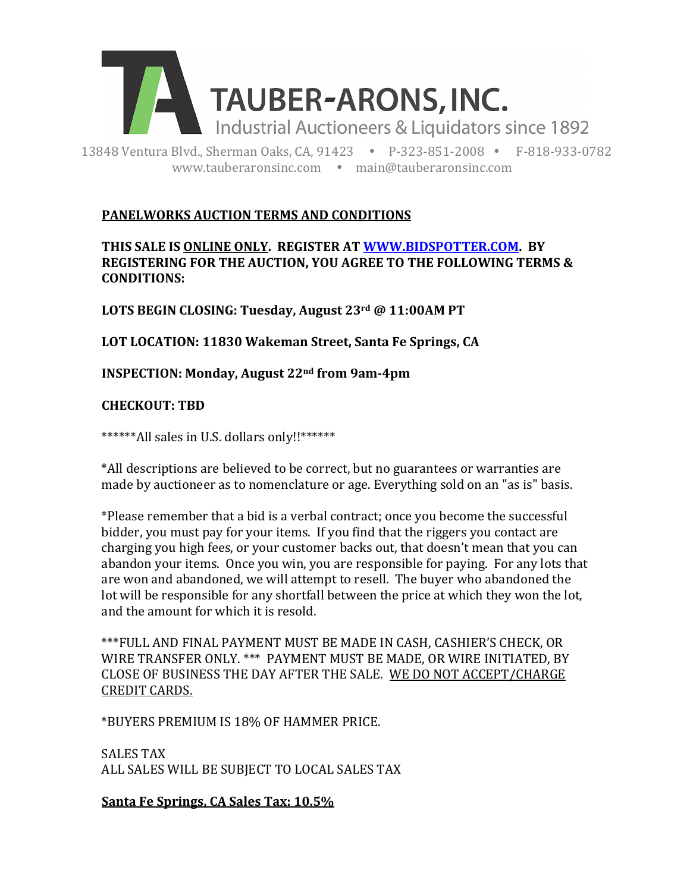# TAUBER-ARONS, INC.

Industrial Auctioneers & Liquidators since 1892

13848 Ventura Blvd., Sherman Oaks, CA, 91423 • P-323-851-2008 • F-818-933-0782
www.tauberaronsinc.com • main@tauberaronsinc.com

## PANELWORKS AUCTION TERMS AND CONDITIONS

**THIS SALE IS ONLINE ONLY. REGISTER AT WWW.BIDSPOTTER.COM. BY REGISTERING FOR THE AUCTION, YOU AGREE TO THE FOLLOWING TERMS & CONDITIONS:**

**LOTS BEGIN CLOSING: Tuesday, August 23rd @ 11:00AM PT**

**LOT LOCATION: 11830 Wakeman Street, Santa Fe Springs, CA**

**INSPECTION: Monday, August 22nd from 9am-4pm**

**CHECKOUT: TBD**

******All sales in U.S. dollars only!!******

*All descriptions are believed to be correct, but no guarantees or warranties are made by auctioneer as to nomenclature or age. Everything sold on an "as is" basis.

*Please remember that a bid is a verbal contract; once you become the successful bidder, you must pay for your items. If you find that the riggers you contact are charging you high fees, or your customer backs out, that doesn't mean that you can abandon your items. Once you win, you are responsible for paying. For any lots that are won and abandoned, we will attempt to resell. The buyer who abandoned the lot will be responsible for any shortfall between the price at which they won the lot, and the amount for which it is resold.

***FULL AND FINAL PAYMENT MUST BE MADE IN CASH, CASHIER'S CHECK, OR WIRE TRANSFER ONLY. *** PAYMENT MUST BE MADE, OR WIRE INITIATED, BY CLOSE OF BUSINESS THE DAY AFTER THE SALE. WE DO NOT ACCEPT/CHARGE CREDIT CARDS.

*BUYERS PREMIUM IS 18% OF HAMMER PRICE.

SALES TAX
ALL SALES WILL BE SUBJECT TO LOCAL SALES TAX

**Santa Fe Springs, CA Sales Tax: 10.5%**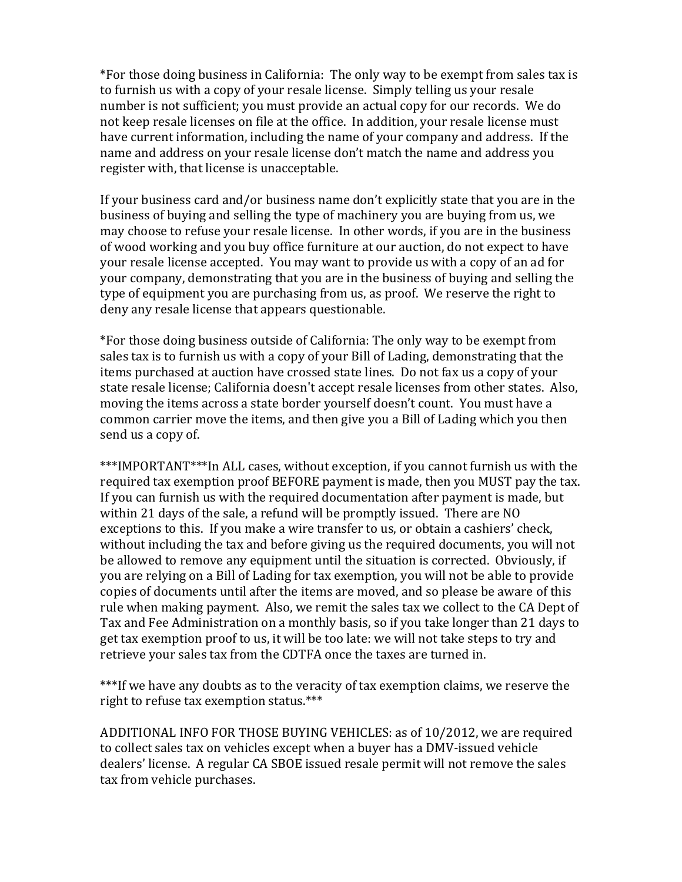*For those doing business in California: The only way to be exempt from sales tax is to furnish us with a copy of your resale license. Simply telling us your resale number is not sufficient; you must provide an actual copy for our records. We do not keep resale licenses on file at the office. In addition, your resale license must have current information, including the name of your company and address. If the name and address on your resale license don't match the name and address you register with, that license is unacceptable.

If your business card and/or business name don't explicitly state that you are in the business of buying and selling the type of machinery you are buying from us, we may choose to refuse your resale license. In other words, if you are in the business of wood working and you buy office furniture at our auction, do not expect to have your resale license accepted. You may want to provide us with a copy of an ad for your company, demonstrating that you are in the business of buying and selling the type of equipment you are purchasing from us, as proof. We reserve the right to deny any resale license that appears questionable.

*For those doing business outside of California: The only way to be exempt from sales tax is to furnish us with a copy of your Bill of Lading, demonstrating that the items purchased at auction have crossed state lines. Do not fax us a copy of your state resale license; California doesn't accept resale licenses from other states. Also, moving the items across a state border yourself doesn't count. You must have a common carrier move the items, and then give you a Bill of Lading which you then send us a copy of.

\*\*\*IMPORTANT\*\*\*In ALL cases, without exception, if you cannot furnish us with the required tax exemption proof BEFORE payment is made, then you MUST pay the tax. If you can furnish us with the required documentation after payment is made, but within 21 days of the sale, a refund will be promptly issued. There are NO exceptions to this. If you make a wire transfer to us, or obtain a cashiers' check, without including the tax and before giving us the required documents, you will not be allowed to remove any equipment until the situation is corrected. Obviously, if you are relying on a Bill of Lading for tax exemption, you will not be able to provide copies of documents until after the items are moved, and so please be aware of this rule when making payment. Also, we remit the sales tax we collect to the CA Dept of Tax and Fee Administration on a monthly basis, so if you take longer than 21 days to get tax exemption proof to us, it will be too late: we will not take steps to try and retrieve your sales tax from the CDTFA once the taxes are turned in.

\*\*\*If we have any doubts as to the veracity of tax exemption claims, we reserve the right to refuse tax exemption status.\*\*\*

ADDITIONAL INFO FOR THOSE BUYING VEHICLES: as of 10/2012, we are required to collect sales tax on vehicles except when a buyer has a DMV-issued vehicle dealers' license. A regular CA SBOE issued resale permit will not remove the sales tax from vehicle purchases.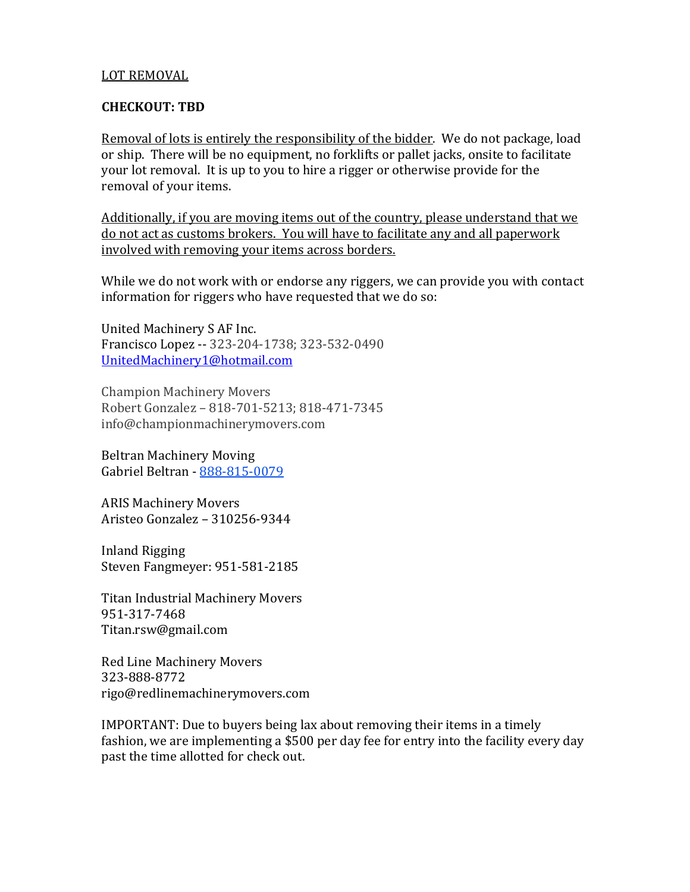LOT REMOVAL

**CHECKOUT: TBD**

Removal of lots is entirely the responsibility of the bidder. We do not package, load or ship. There will be no equipment, no forklifts or pallet jacks, onsite to facilitate your lot removal. It is up to you to hire a rigger or otherwise provide for the removal of your items.

Additionally, if you are moving items out of the country, please understand that we do not act as customs brokers. You will have to facilitate any and all paperwork involved with removing your items across borders.

While we do not work with or endorse any riggers, we can provide you with contact information for riggers who have requested that we do so:

United Machinery S AF Inc.
Francisco Lopez -- 323-204-1738; 323-532-0490
UnitedMachinery1@hotmail.com

Champion Machinery Movers
Robert Gonzalez – 818-701-5213; 818-471-7345
info@championmachinerymovers.com

Beltran Machinery Moving
Gabriel Beltran - 888-815-0079

ARIS Machinery Movers
Aristeo Gonzalez – 310256-9344

Inland Rigging
Steven Fangmeyer: 951-581-2185

Titan Industrial Machinery Movers
951-317-7468
Titan.rsw@gmail.com

Red Line Machinery Movers
323-888-8772
rigo@redlinemachinerymovers.com

IMPORTANT: Due to buyers being lax about removing their items in a timely fashion, we are implementing a $500 per day fee for entry into the facility every day past the time allotted for check out.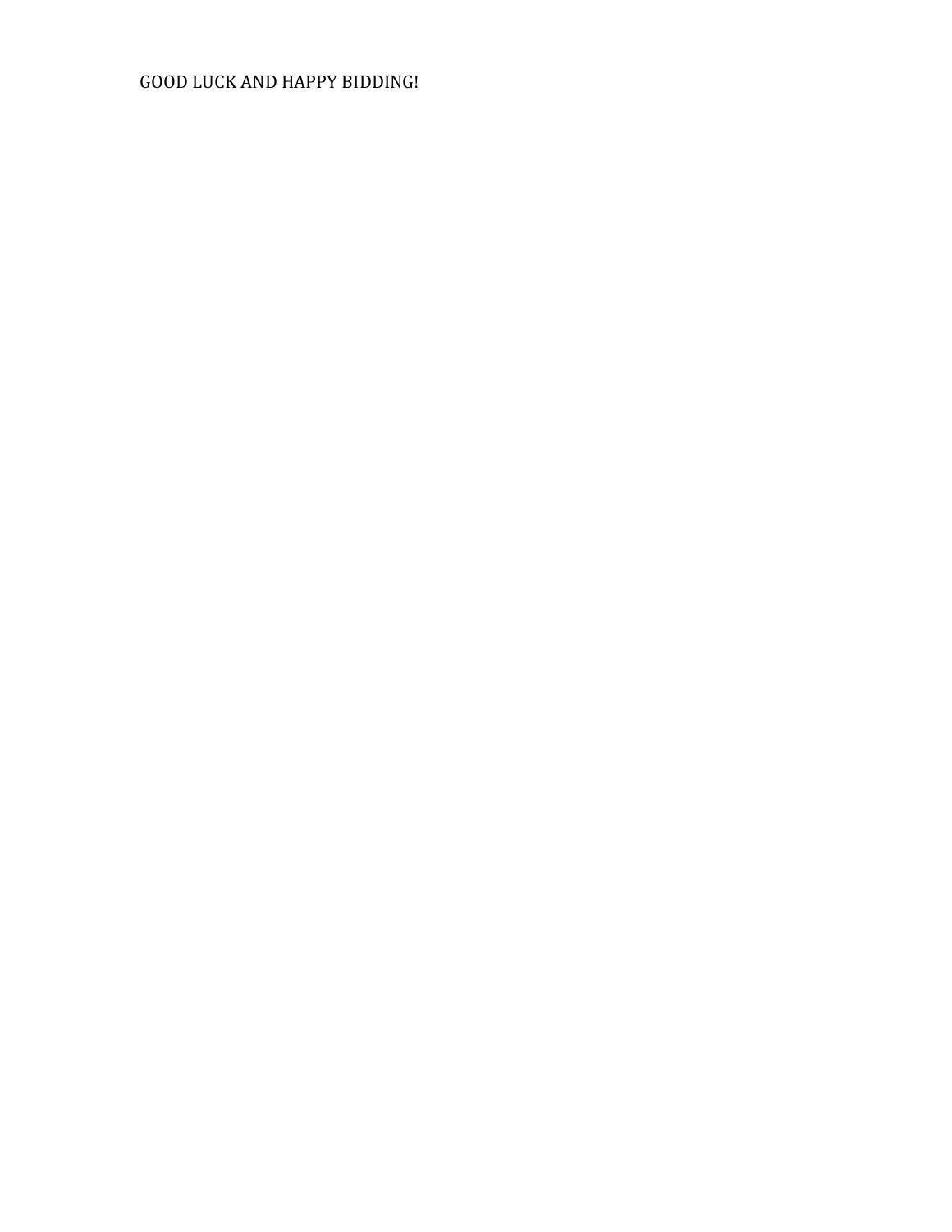GOOD LUCK AND HAPPY BIDDING!